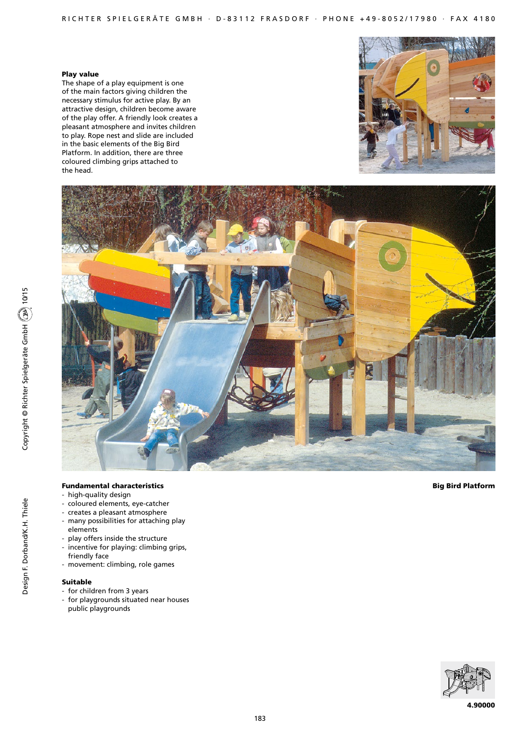**Play value**

The shape of a play equipment is one of the main factors giving children the necessary stimulus for active play. By an attractive design, children become aware of the play offer. A friendly look creates a pleasant atmosphere and invites children to play. Rope nest and slide are included in the basic elements of the Big Bird Platform. In addition, there are three coloured climbing grips attached to the head.

**Fundamental characteristics**

- high-quality design
- coloured elements, eye-catcher
- creates a pleasant atmosphere
- many possibilities for attaching play elements
- play offers inside the structure
- incentive for playing: climbing grips, friendly face
- movement: climbing, role games

**Suitable**

- for children from 3 years
- for playgrounds situated near houses public playgrounds

**Big Bird Platform**

**4.90000**

Copyright © Richter Spielgeräte GmbH 10/15

Design F. Dorband/K.H. Thiele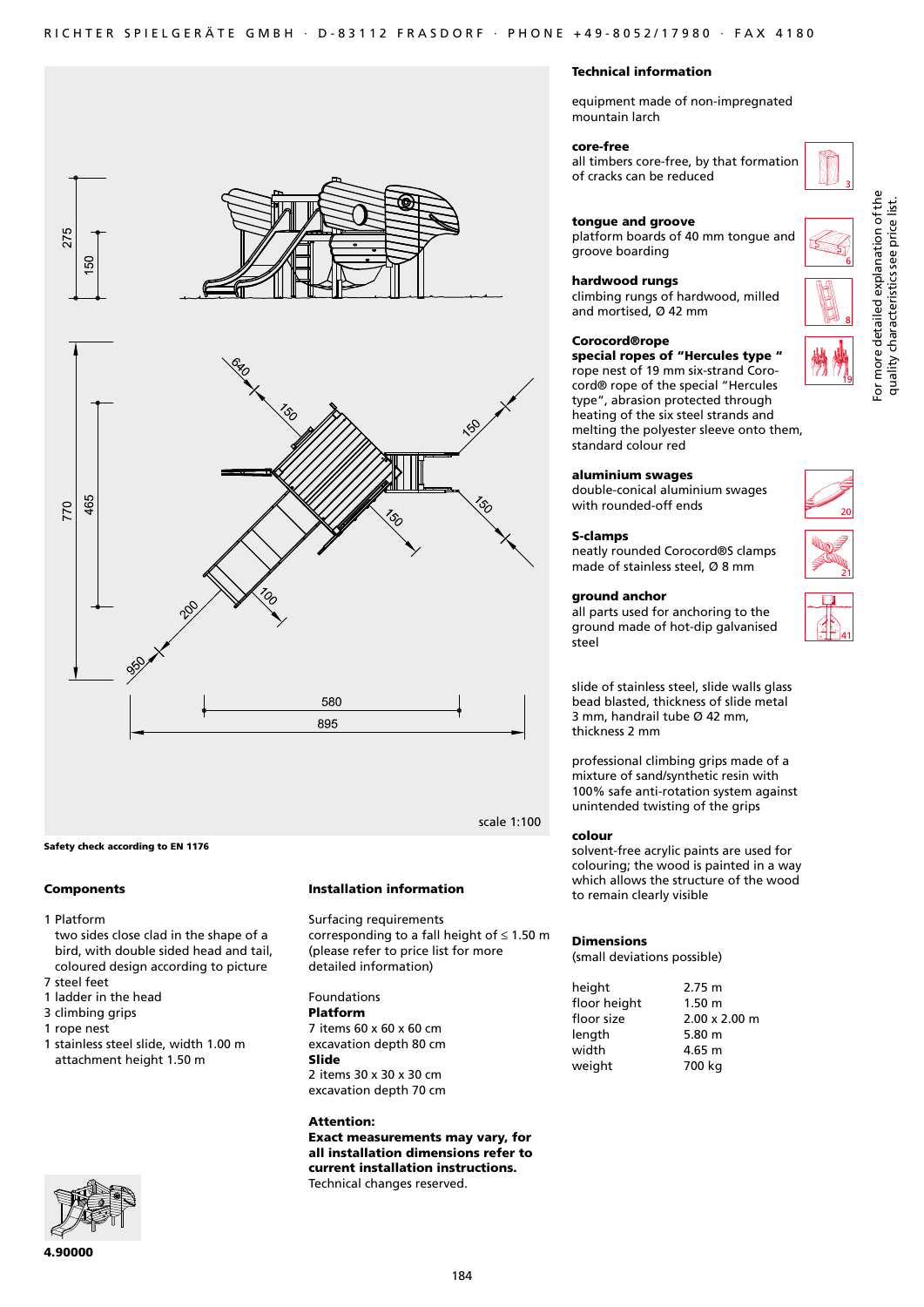275
150
770
465
640
150
150
150
150
100
200
950
580
895
scale 1:100

**Safety check according to EN 1176**

## Technical information

equipment made of non-impregnated mountain larch

**core-free**
all timbers core-free, by that formation of cracks can be reduced

**tongue and groove**
platform boards of 40 mm tongue and groove boarding

**hardwood rungs**
climbing rungs of hardwood, milled and mortised, Ø 42 mm

**Corocord®rope**
**special ropes of "Hercules type "**
rope nest of 19 mm six-strand Corocord® rope of the special "Hercules type", abrasion protected through heating of the six steel strands and melting the polyester sleeve onto them, standard colour red

**aluminium swages**
double-conical aluminium swages with rounded-off ends

**S-clamps**
neatly rounded Corocord®S clamps made of stainless steel, Ø 8 mm

**ground anchor**
all parts used for anchoring to the ground made of hot-dip galvanised steel

slide of stainless steel, slide walls glass bead blasted, thickness of slide metal 3 mm, handrail tube Ø 42 mm, thickness 2 mm

professional climbing grips made of a mixture of sand/synthetic resin with 100% safe anti-rotation system against unintended twisting of the grips

**colour**
solvent-free acrylic paints are used for colouring; the wood is painted in a way which allows the structure of the wood to remain clearly visible

For more detailed explanation of the quality characteristics see price list.

## Components

1 Platform
two sides close clad in the shape of a bird, with double sided head and tail, coloured design according to picture
7 steel feet
1 ladder in the head
3 climbing grips
1 rope nest
1 stainless steel slide, width 1.00 m
attachment height 1.50 m

## Installation information

Surfacing requirements
corresponding to a fall height of ≤ 1.50 m (please refer to price list for more detailed information)

Foundations
**Platform**
7 items 60 x 60 x 60 cm
excavation depth 80 cm
**Slide**
2 items 30 x 30 x 30 cm
excavation depth 70 cm

**Attention:**
**Exact measurements may vary, for all installation dimensions refer to current installation instructions.**
Technical changes reserved.

## Dimensions

(small deviations possible)

| | |
|---|---|
| height | 2.75 m |
| floor height | 1.50 m |
| floor size | 2.00 x 2.00 m |
| length | 5.80 m |
| width | 4.65 m |
| weight | 700 kg |

**4.90000**